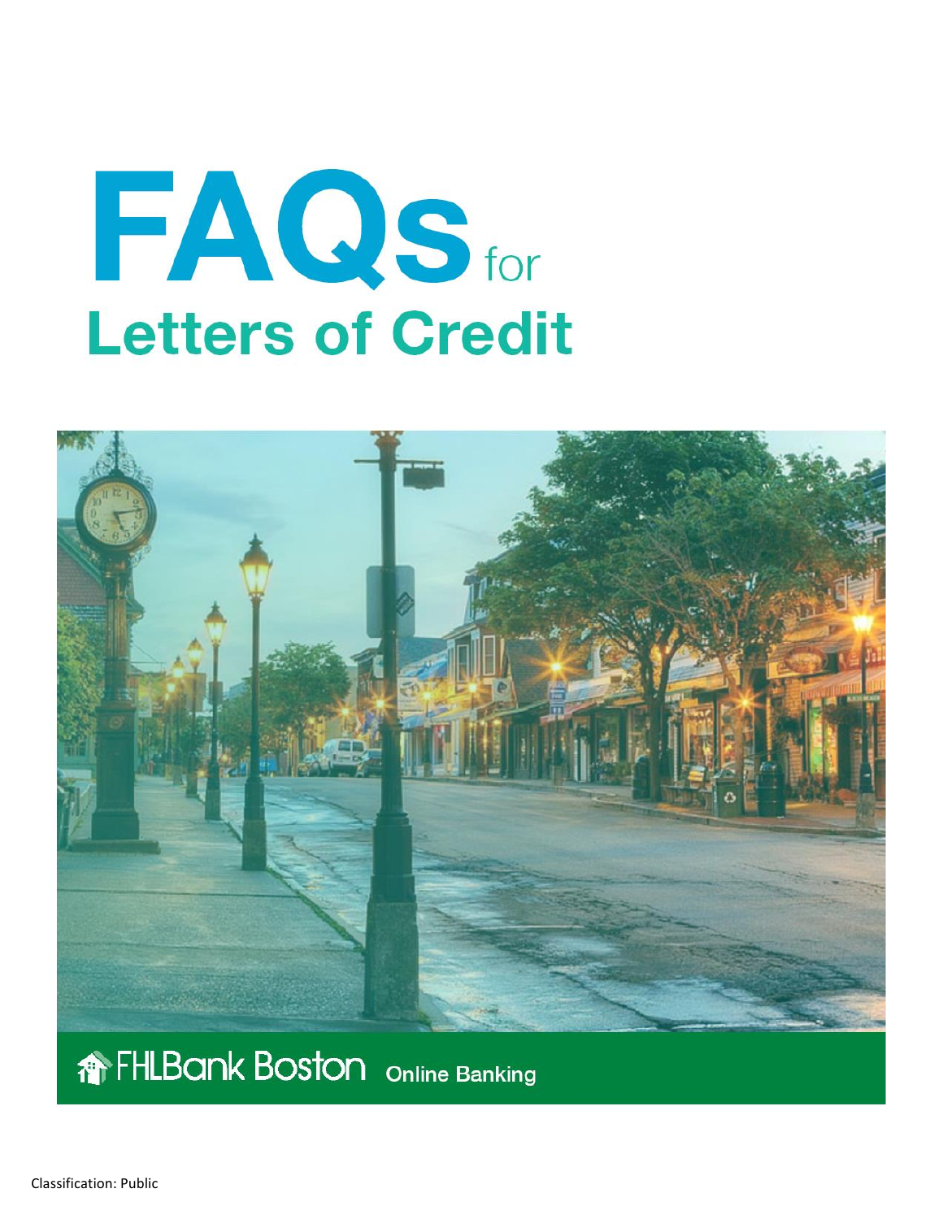# FAQs for Letters of Credit

FHLBank Boston Online Banking

Classification: Public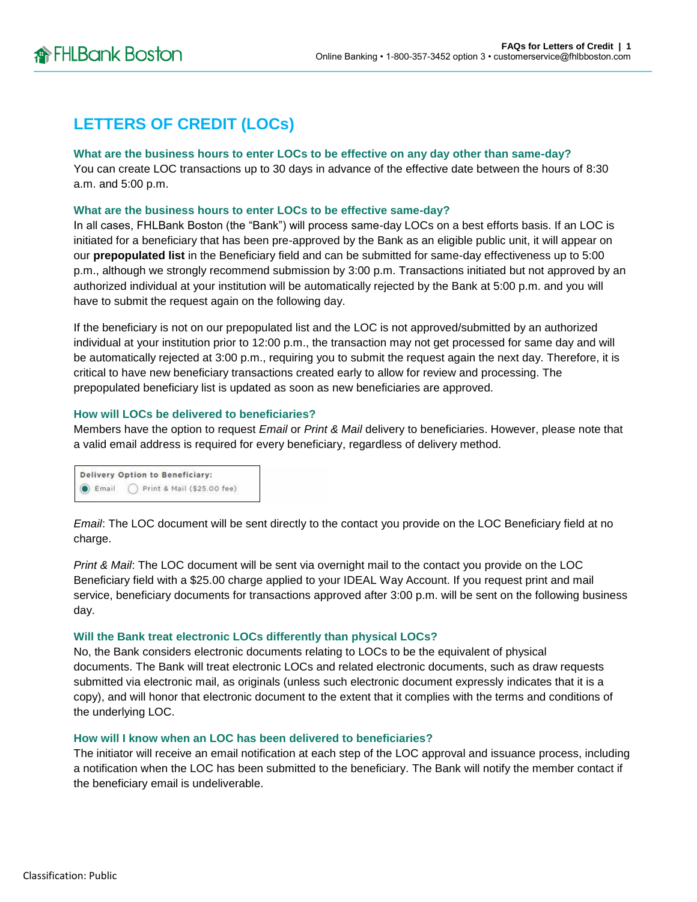# LETTERS OF CREDIT (LOCs)

### What are the business hours to enter LOCs to be effective on any day other than same-day?

You can create LOC transactions up to 30 days in advance of the effective date between the hours of 8:30 a.m. and 5:00 p.m.

### What are the business hours to enter LOCs to be effective same-day?

In all cases, FHLBank Boston (the "Bank") will process same-day LOCs on a best efforts basis. If an LOC is initiated for a beneficiary that has been pre-approved by the Bank as an eligible public unit, it will appear on our **prepopulated list** in the Beneficiary field and can be submitted for same-day effectiveness up to 5:00 p.m., although we strongly recommend submission by 3:00 p.m. Transactions initiated but not approved by an authorized individual at your institution will be automatically rejected by the Bank at 5:00 p.m. and you will have to submit the request again on the following day.

If the beneficiary is not on our prepopulated list and the LOC is not approved/submitted by an authorized individual at your institution prior to 12:00 p.m., the transaction may not get processed for same day and will be automatically rejected at 3:00 p.m., requiring you to submit the request again the next day. Therefore, it is critical to have new beneficiary transactions created early to allow for review and processing. The prepopulated beneficiary list is updated as soon as new beneficiaries are approved.

### How will LOCs be delivered to beneficiaries?

Members have the option to request *Email* or *Print & Mail* delivery to beneficiaries. However, please note that a valid email address is required for every beneficiary, regardless of delivery method.

Delivery Option to Beneficiary:
(●) Email ( ) Print & Mail ($25.00 fee)

*Email*: The LOC document will be sent directly to the contact you provide on the LOC Beneficiary field at no charge.

*Print & Mail*: The LOC document will be sent via overnight mail to the contact you provide on the LOC Beneficiary field with a $25.00 charge applied to your IDEAL Way Account. If you request print and mail service, beneficiary documents for transactions approved after 3:00 p.m. will be sent on the following business day.

### Will the Bank treat electronic LOCs differently than physical LOCs?

No, the Bank considers electronic documents relating to LOCs to be the equivalent of physical documents. The Bank will treat electronic LOCs and related electronic documents, such as draw requests submitted via electronic mail, as originals (unless such electronic document expressly indicates that it is a copy), and will honor that electronic document to the extent that it complies with the terms and conditions of the underlying LOC.

### How will I know when an LOC has been delivered to beneficiaries?

The initiator will receive an email notification at each step of the LOC approval and issuance process, including a notification when the LOC has been submitted to the beneficiary. The Bank will notify the member contact if the beneficiary email is undeliverable.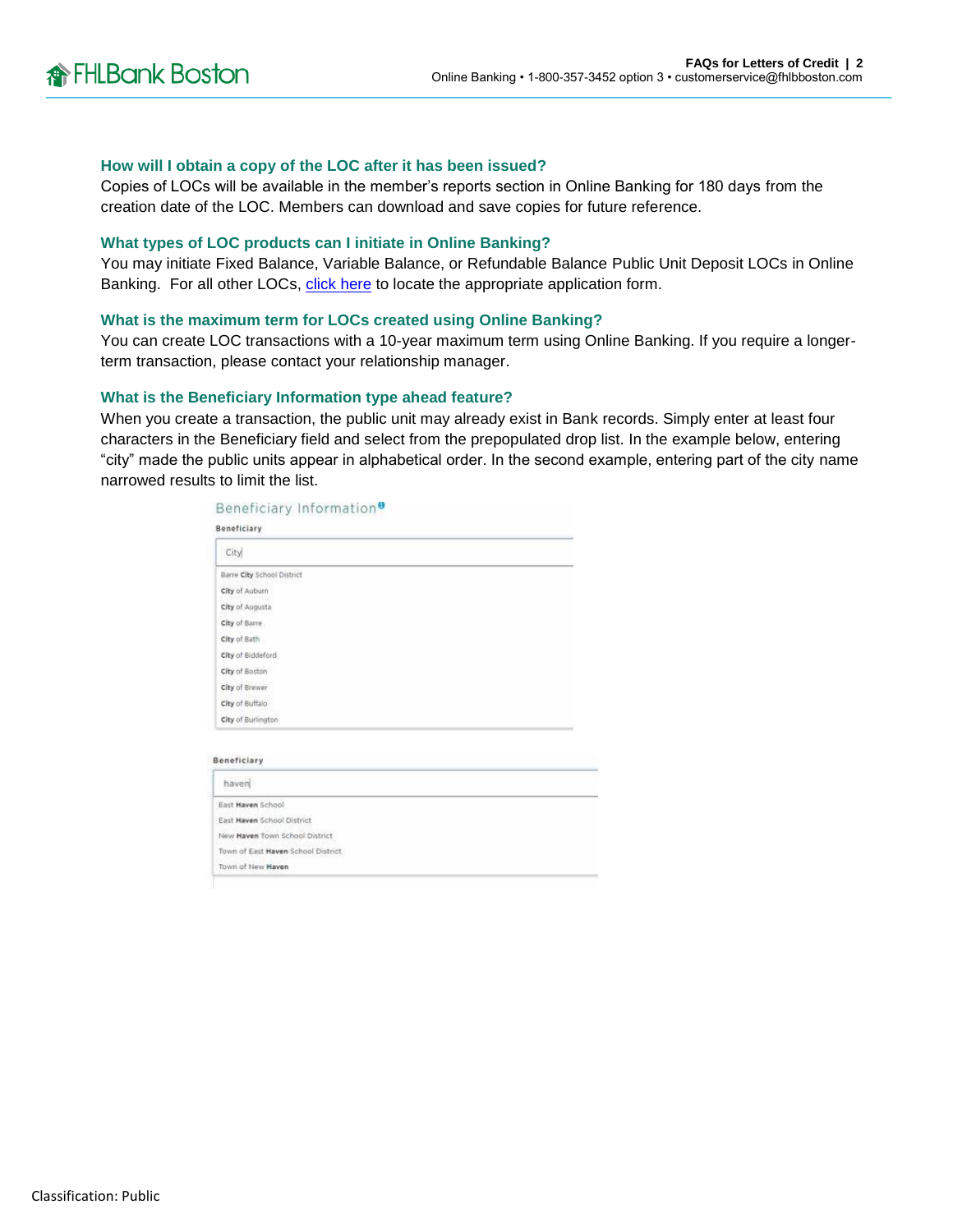### How will I obtain a copy of the LOC after it has been issued?

Copies of LOCs will be available in the member's reports section in Online Banking for 180 days from the creation date of the LOC. Members can download and save copies for future reference.

### What types of LOC products can I initiate in Online Banking?

You may initiate Fixed Balance, Variable Balance, or Refundable Balance Public Unit Deposit LOCs in Online Banking. For all other LOCs, click here to locate the appropriate application form.

### What is the maximum term for LOCs created using Online Banking?

You can create LOC transactions with a 10-year maximum term using Online Banking. If you require a longer-term transaction, please contact your relationship manager.

### What is the Beneficiary Information type ahead feature?

When you create a transaction, the public unit may already exist in Bank records. Simply enter at least four characters in the Beneficiary field and select from the prepopulated drop list. In the example below, entering "city" made the public units appear in alphabetical order. In the second example, entering part of the city name narrowed results to limit the list.

Beneficiary Information

Beneficiary

City

- Barre **City** School District
- **City** of Auburn
- **City** of Augusta
- **City** of Barre
- **City** of Bath
- **City** of Biddeford
- **City** of Boston
- **City** of Brewer
- **City** of Buffalo
- **City** of Burlington

Beneficiary

haven

- East **Haven** School
- East **Haven** School District
- New **Haven** Town School District
- Town of East **Haven** School District
- Town of New **Haven**

Classification: Public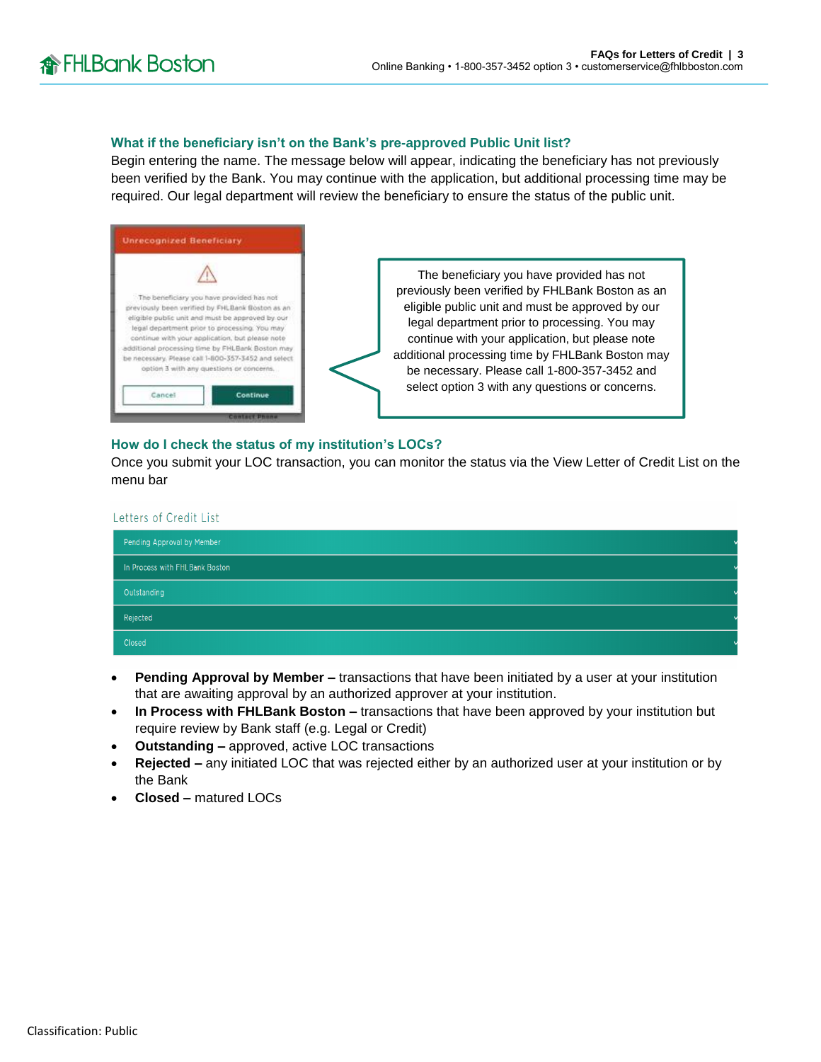### What if the beneficiary isn't on the Bank's pre-approved Public Unit list?

Begin entering the name. The message below will appear, indicating the beneficiary has not previously been verified by the Bank. You may continue with the application, but additional processing time may be required. Our legal department will review the beneficiary to ensure the status of the public unit.

The beneficiary you have provided has not previously been verified by FHLBank Boston as an eligible public unit and must be approved by our legal department prior to processing. You may continue with your application, but please note additional processing time by FHLBank Boston may be necessary. Please call 1-800-357-3452 and select option 3 with any questions or concerns.

### How do I check the status of my institution's LOCs?

Once you submit your LOC transaction, you can monitor the status via the View Letter of Credit List on the menu bar

Letters of Credit List

- Pending Approval by Member
- In Process with FHLBank Boston
- Outstanding
- Rejected
- Closed

- **Pending Approval by Member –** transactions that have been initiated by a user at your institution that are awaiting approval by an authorized approver at your institution.
- **In Process with FHLBank Boston –** transactions that have been approved by your institution but require review by Bank staff (e.g. Legal or Credit)
- **Outstanding –** approved, active LOC transactions
- **Rejected –** any initiated LOC that was rejected either by an authorized user at your institution or by the Bank
- **Closed –** matured LOCs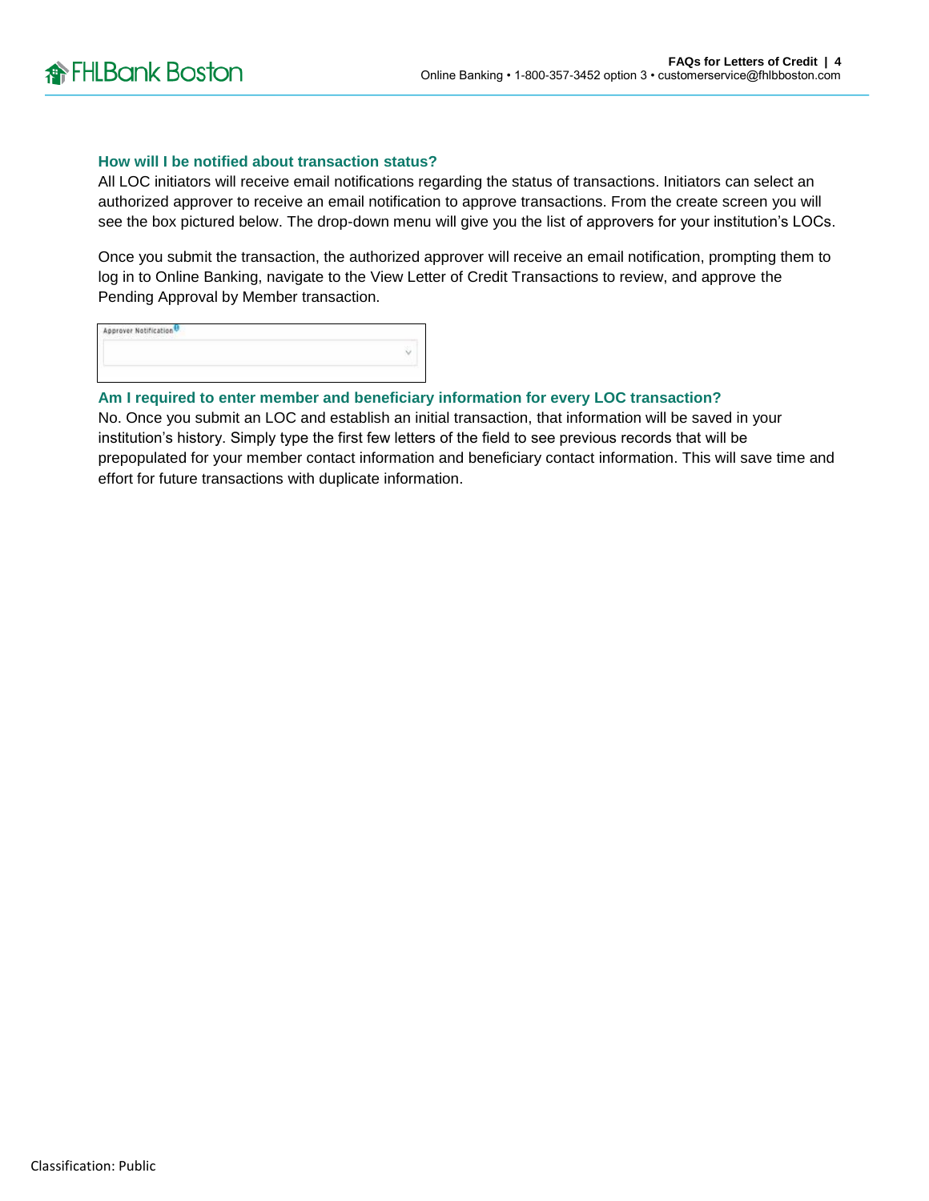### How will I be notified about transaction status?

All LOC initiators will receive email notifications regarding the status of transactions. Initiators can select an authorized approver to receive an email notification to approve transactions. From the create screen you will see the box pictured below. The drop-down menu will give you the list of approvers for your institution's LOCs.

Once you submit the transaction, the authorized approver will receive an email notification, prompting them to log in to Online Banking, navigate to the View Letter of Credit Transactions to review, and approve the Pending Approval by Member transaction.

Approver Notification

### Am I required to enter member and beneficiary information for every LOC transaction?

No. Once you submit an LOC and establish an initial transaction, that information will be saved in your institution's history. Simply type the first few letters of the field to see previous records that will be prepopulated for your member contact information and beneficiary contact information. This will save time and effort for future transactions with duplicate information.